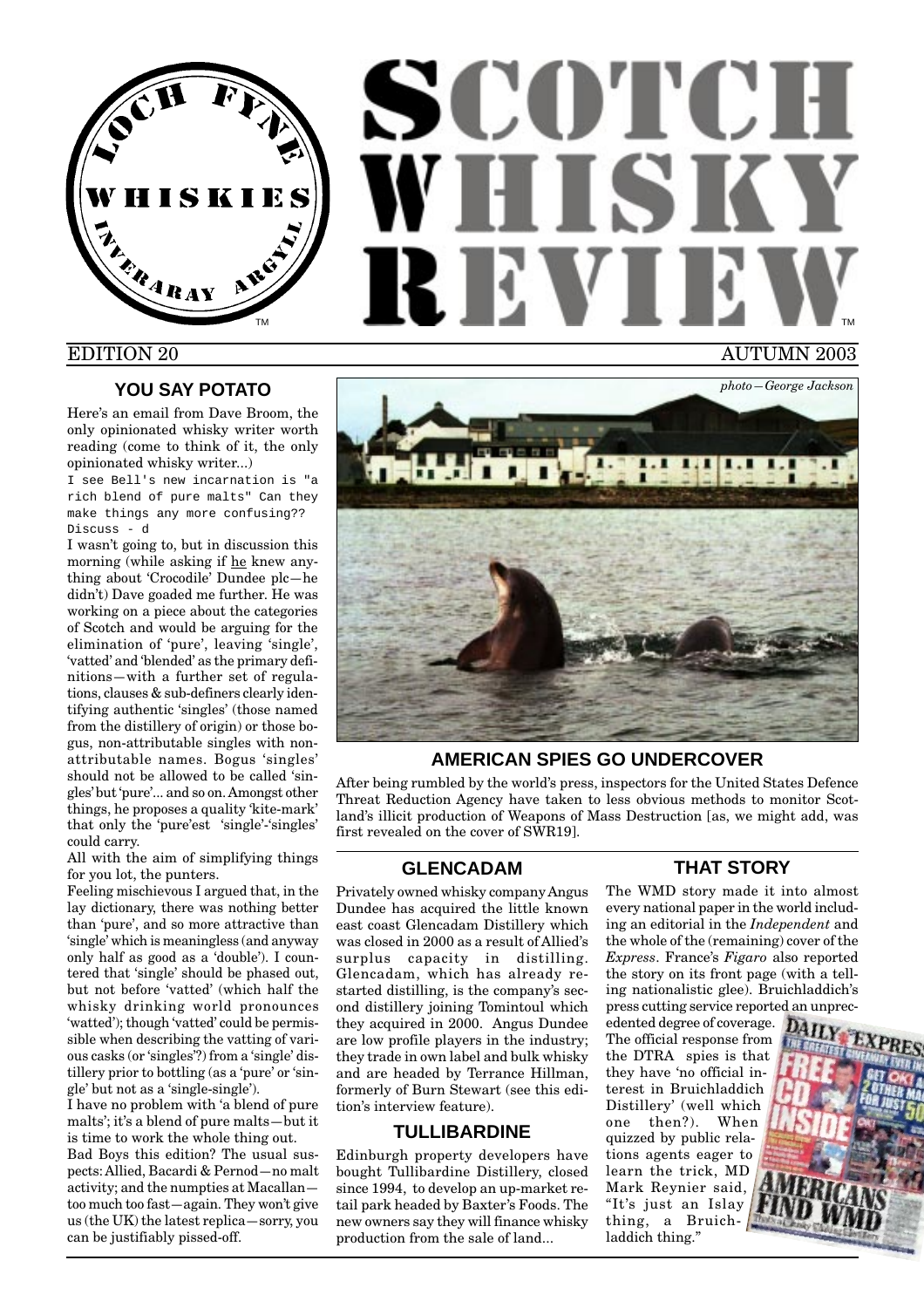# SCOTCH WHISKY REVIEW

LOCH FYNE WHISKIES INVERARAY ARGYLL

EDITION 20 AUTUMN 2003

## YOU SAY POTATO

Here's an email from Dave Broom, the only opinionated whisky writer worth reading (come to think of it, the only opinionated whisky writer...)

```
I see Bell's new incarnation is "a
rich blend of pure malts" Can they
make things any more confusing??
Discuss - d
```

I wasn't going to, but in discussion this morning (while asking if he knew anything about 'Crocodile' Dundee plc—he didn't) Dave goaded me further. He was working on a piece about the categories of Scotch and would be arguing for the elimination of 'pure', leaving 'single', 'vatted' and 'blended' as the primary definitions—with a further set of regulations, clauses & sub-definers clearly identifying authentic 'singles' (those named from the distillery of origin) or those bogus, non-attributable singles with non-attributable names. Bogus 'singles' should not be allowed to be called 'singles' but 'pure'... and so on. Amongst other things, he proposes a quality 'kite-mark' that only the 'pure'est 'single'-'singles' could carry.

All with the aim of simplifying things for you lot, the punters.

Feeling mischievous I argued that, in the lay dictionary, there was nothing better than 'pure', and so more attractive than 'single' which is meaningless (and anyway only half as good as a 'double'). I countered that 'single' should be phased out, but not before 'vatted' (which half the whisky drinking world pronounces 'watted'); though 'vatted' could be permissible when describing the vatting of various casks (or 'singles'?) from a 'single' distillery prior to bottling (as a 'pure' or 'single' but not as a 'single-single').

I have no problem with 'a blend of pure malts'; it's a blend of pure malts—but it is time to work the whole thing out.

Bad Boys this edition? The usual suspects: Allied, Bacardi & Pernod—no malt activity; and the numpties at Macallan—too much too fast—again. They won't give us (the UK) the latest replica—sorry, you can be justifiably pissed-off.

*photo—George Jackson*

## AMERICAN SPIES GO UNDERCOVER

After being rumbled by the world's press, inspectors for the United States Defence Threat Reduction Agency have taken to less obvious methods to monitor Scotland's illicit production of Weapons of Mass Destruction [as, we might add, was first revealed on the cover of SWR19].

## GLENCADAM

Privately owned whisky company Angus Dundee has acquired the little known east coast Glencadam Distillery which was closed in 2000 as a result of Allied's surplus capacity in distilling. Glencadam, which has already restarted distilling, is the company's second distillery joining Tomintoul which they acquired in 2000. Angus Dundee are low profile players in the industry; they trade in own label and bulk whisky and are headed by Terrance Hillman, formerly of Burn Stewart (see this edition's interview feature).

## TULLIBARDINE

Edinburgh property developers have bought Tullibardine Distillery, closed since 1994, to develop an up-market retail park headed by Baxter's Foods. The new owners say they will finance whisky production from the sale of land...

## THAT STORY

The WMD story made it into almost every national paper in the world including an editorial in the *Independent* and the whole of the (remaining) cover of the *Express*. France's *Figaro* also reported the story on its front page (with a telling nationalistic glee). Bruichladdich's press cutting service reported an unprecedented degree of coverage. The official response from the DTRA spies is that they have 'no official interest in Bruichladdich Distillery' (well which one then?). When quizzed by public relations agents eager to learn the trick, MD Mark Reynier said, "It's just an Islay thing, a Bruichladdich thing."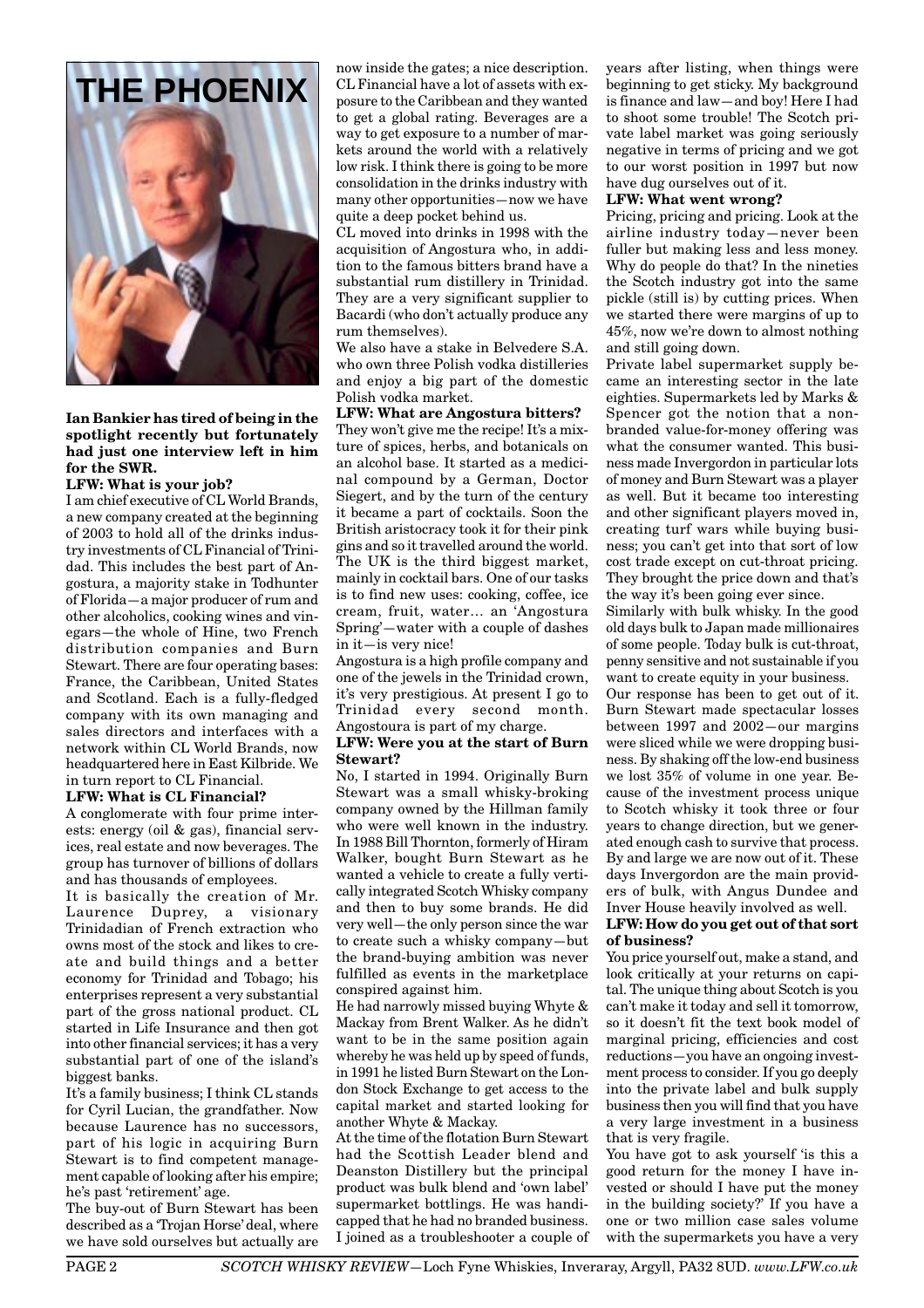# THE PHOENIX

**Ian Bankier has tired of being in the spotlight recently but fortunately had just one interview left in him for the SWR.**

**LFW: What is your job?**

I am chief executive of CL World Brands, a new company created at the beginning of 2003 to hold all of the drinks industry investments of CL Financial of Trinidad. This includes the best part of Angostura, a majority stake in Todhunter of Florida—a major producer of rum and other alcoholics, cooking wines and vinegars—the whole of Hine, two French distribution companies and Burn Stewart. There are four operating bases: France, the Caribbean, United States and Scotland. Each is a fully-fledged company with its own managing and sales directors and interfaces with a network within CL World Brands, now headquartered here in East Kilbride. We in turn report to CL Financial.

**LFW: What is CL Financial?**

A conglomerate with four prime interests: energy (oil & gas), financial services, real estate and now beverages. The group has turnover of billions of dollars and has thousands of employees.

It is basically the creation of Mr. Laurence Duprey, a visionary Trinidadian of French extraction who owns most of the stock and likes to create and build things and a better economy for Trinidad and Tobago; his enterprises represent a very substantial part of the gross national product. CL started in Life Insurance and then got into other financial services; it has a very substantial part of one of the island's biggest banks.

It's a family business; I think CL stands for Cyril Lucian, the grandfather. Now because Laurence has no successors, part of his logic in acquiring Burn Stewart is to find competent management capable of looking after his empire; he's past 'retirement' age.

The buy-out of Burn Stewart has been described as a 'Trojan Horse' deal, where we have sold ourselves but actually are now inside the gates; a nice description. CL Financial have a lot of assets with exposure to the Caribbean and they wanted to get a global rating. Beverages are a way to get exposure to a number of markets around the world with a relatively low risk. I think there is going to be more consolidation in the drinks industry with many other opportunities—now we have quite a deep pocket behind us.

CL moved into drinks in 1998 with the acquisition of Angostura who, in addition to the famous bitters brand have a substantial rum distillery in Trinidad. They are a very significant supplier to Bacardi (who don't actually produce any rum themselves).

We also have a stake in Belvedere S.A. who own three Polish vodka distilleries and enjoy a big part of the domestic Polish vodka market.

**LFW: What are Angostura bitters?**

They won't give me the recipe! It's a mixture of spices, herbs, and botanicals on an alcohol base. It started as a medicinal compound by a German, Doctor Siegert, and by the turn of the century it became a part of cocktails. Soon the British aristocracy took it for their pink gins and so it travelled around the world. The UK is the third biggest market, mainly in cocktail bars. One of our tasks is to find new uses: cooking, coffee, ice cream, fruit, water... an 'Angostura Spring'—water with a couple of dashes in it—is very nice!

Angostura is a high profile company and one of the jewels in the Trinidad crown, it's very prestigious. At present I go to Trinidad every second month. Angostoura is part of my charge.

**LFW: Were you at the start of Burn Stewart?**

No, I started in 1994. Originally Burn Stewart was a small whisky-broking company owned by the Hillman family who were well known in the industry. In 1988 Bill Thornton, formerly of Hiram Walker, bought Burn Stewart as he wanted a vehicle to create a fully vertically integrated Scotch Whisky company and then to buy some brands. He did very well—the only person since the war to create such a whisky company—but the brand-buying ambition was never fulfilled as events in the marketplace conspired against him.

He had narrowly missed buying Whyte & Mackay from Brent Walker. As he didn't want to be in the same position again whereby he was held up by speed of funds, in 1991 he listed Burn Stewart on the London Stock Exchange to get access to the capital market and started looking for another Whyte & Mackay.

At the time of the flotation Burn Stewart had the Scottish Leader blend and Deanston Distillery but the principal product was bulk blend and 'own label' supermarket bottlings. He was handicapped that he had no branded business. I joined as a troubleshooter a couple of years after listing, when things were beginning to get sticky. My background is finance and law—and boy! Here I had to shoot some trouble! The Scotch private label market was going seriously negative in terms of pricing and we got to our worst position in 1997 but now have dug ourselves out of it.

**LFW: What went wrong?**

Pricing, pricing and pricing. Look at the airline industry today—never been fuller but making less and less money. Why do people do that? In the nineties the Scotch industry got into the same pickle (still is) by cutting prices. When we started there were margins of up to 45%, now we're down to almost nothing and still going down.

Private label supermarket supply became an interesting sector in the late eighties. Supermarkets led by Marks & Spencer got the notion that a non-branded value-for-money offering was what the consumer wanted. This business made Invergordon in particular lots of money and Burn Stewart was a player as well. But it became too interesting and other significant players moved in, creating turf wars while buying business; you can't get into that sort of low cost trade except on cut-throat pricing. They brought the price down and that's the way it's been going ever since.

Similarly with bulk whisky. In the good old days bulk to Japan made millionaires of some people. Today bulk is cut-throat, penny sensitive and not sustainable if you want to create equity in your business.

Our response has been to get out of it. Burn Stewart made spectacular losses between 1997 and 2002—our margins were sliced while we were dropping business. By shaking off the low-end business we lost 35% of volume in one year. Because of the investment process unique to Scotch whisky it took three or four years to change direction, but we generated enough cash to survive that process. By and large we are now out of it. These days Invergordon are the main providers of bulk, with Angus Dundee and Inver House heavily involved as well.

**LFW: How do you get out of that sort of business?**

You price yourself out, make a stand, and look critically at your returns on capital. The unique thing about Scotch is you can't make it today and sell it tomorrow, so it doesn't fit the text book model of marginal pricing, efficiencies and cost reductions—you have an ongoing investment process to consider. If you go deeply into the private label and bulk supply business then you will find that you have a very large investment in a business that is very fragile.

You have got to ask yourself 'is this a good return for the money I have invested or should I have put the money in the building society?' If you have a one or two million case sales volume with the supermarkets you have a very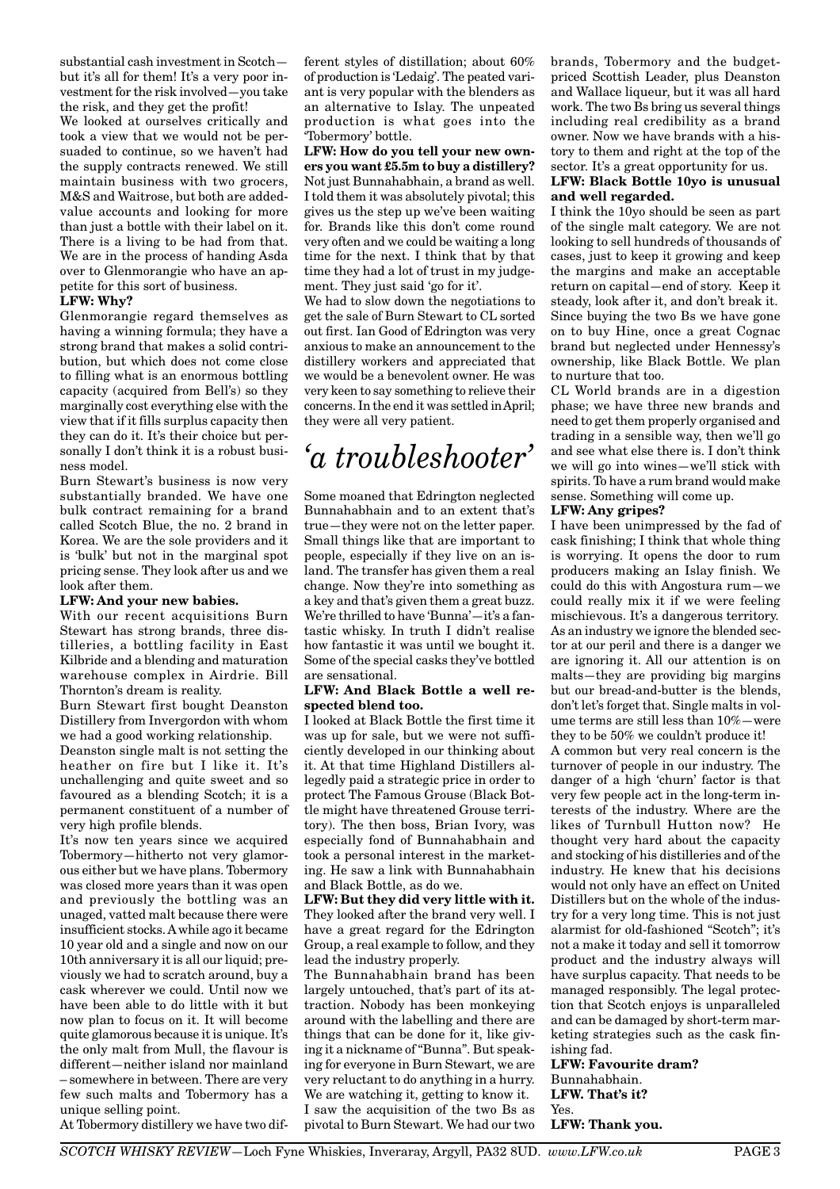substantial cash investment in Scotch—but it's all for them! It's a very poor investment for the risk involved—you take the risk, and they get the profit!

We looked at ourselves critically and took a view that we would not be persuaded to continue, so we haven't had the supply contracts renewed. We still maintain business with two grocers, M&S and Waitrose, but both are added-value accounts and looking for more than just a bottle with their label on it. There is a living to be had from that. We are in the process of handing Asda over to Glenmorangie who have an appetite for this sort of business.

**LFW: Why?**

Glenmorangie regard themselves as having a winning formula; they have a strong brand that makes a solid contribution, but which does not come close to filling what is an enormous bottling capacity (acquired from Bell's) so they marginally cost everything else with the view that if it fills surplus capacity then they can do it. It's their choice but personally I don't think it is a robust business model.

Burn Stewart's business is now very substantially branded. We have one bulk contract remaining for a brand called Scotch Blue, the no. 2 brand in Korea. We are the sole providers and it is 'bulk' but not in the marginal spot pricing sense. They look after us and we look after them.

**LFW: And your new babies.**

With our recent acquisitions Burn Stewart has strong brands, three distilleries, a bottling facility in East Kilbride and a blending and maturation warehouse complex in Airdrie. Bill Thornton's dream is reality.

Burn Stewart first bought Deanston Distillery from Invergordon with whom we had a good working relationship.

Deanston single malt is not setting the heather on fire but I like it. It's unchallenging and quite sweet and so favoured as a blending Scotch; it is a permanent constituent of a number of very high profile blends.

It's now ten years since we acquired Tobermory—hitherto not very glamorous either but we have plans. Tobermory was closed more years than it was open and previously the bottling was an unaged, vatted malt because there were insufficient stocks. A while ago it became 10 year old and a single and now on our 10th anniversary it is all our liquid; previously we had to scratch around, buy a cask wherever we could. Until now we have been able to do little with it but now plan to focus on it. It will become quite glamorous because it is unique. It's the only malt from Mull, the flavour is different—neither island nor mainland – somewhere in between. There are very few such malts and Tobermory has a unique selling point.

At Tobermory distillery we have two different styles of distillation; about 60% of production is 'Ledaig'. The peated variant is very popular with the blenders as an alternative to Islay. The unpeated production is what goes into the 'Tobermory' bottle.

**LFW: How do you tell your new owners you want £5.5m to buy a distillery?**

Not just Bunnahabhain, a brand as well. I told them it was absolutely pivotal; this gives us the step up we've been waiting for. Brands like this don't come round very often and we could be waiting a long time for the next. I think that by that time they had a lot of trust in my judgement. They just said 'go for it'.

We had to slow down the negotiations to get the sale of Burn Stewart to CL sorted out first. Ian Good of Edrington was very anxious to make an announcement to the distillery workers and appreciated that we would be a benevolent owner. He was very keen to say something to relieve their concerns. In the end it was settled in April; they were all very patient.

# *'a troubleshooter'*

Some moaned that Edrington neglected Bunnahabhain and to an extent that's true—they were not on the letter paper. Small things like that are important to people, especially if they live on an island. The transfer has given them a real change. Now they're into something as a key and that's given them a great buzz. We're thrilled to have 'Bunna'—it's a fantastic whisky. In truth I didn't realise how fantastic it was until we bought it. Some of the special casks they've bottled are sensational.

**LFW: And Black Bottle a well respected blend too.**

I looked at Black Bottle the first time it was up for sale, but we were not sufficiently developed in our thinking about it. At that time Highland Distillers allegedly paid a strategic price in order to protect The Famous Grouse (Black Bottle might have threatened Grouse territory). The then boss, Brian Ivory, was especially fond of Bunnahabhain and took a personal interest in the marketing. He saw a link with Bunnahabhain and Black Bottle, as do we.

**LFW: But they did very little with it.**

They looked after the brand very well. I have a great regard for the Edrington Group, a real example to follow, and they lead the industry properly.

The Bunnahabhain brand has been largely untouched, that's part of its attraction. Nobody has been monkeying around with the labelling and there are things that can be done for it, like giving it a nickname of "Bunna". But speaking for everyone in Burn Stewart, we are very reluctant to do anything in a hurry. We are watching it, getting to know it.

I saw the acquisition of the two Bs as pivotal to Burn Stewart. We had our two brands, Tobermory and the budget-priced Scottish Leader, plus Deanston and Wallace liqueur, but it was all hard work. The two Bs bring us several things including real credibility as a brand owner. Now we have brands with a history to them and right at the top of the sector. It's a great opportunity for us.

**LFW: Black Bottle 10yo is unusual and well regarded.**

I think the 10yo should be seen as part of the single malt category. We are not looking to sell hundreds of thousands of cases, just to keep it growing and keep the margins and make an acceptable return on capital—end of story. Keep it steady, look after it, and don't break it. Since buying the two Bs we have gone on to buy Hine, once a great Cognac brand but neglected under Hennessy's ownership, like Black Bottle. We plan to nurture that too.

CL World brands are in a digestion phase; we have three new brands and need to get them properly organised and trading in a sensible way, then we'll go and see what else there is. I don't think we will go into wines—we'll stick with spirits. To have a rum brand would make sense. Something will come up.

**LFW: Any gripes?**

I have been unimpressed by the fad of cask finishing; I think that whole thing is worrying. It opens the door to rum producers making an Islay finish. We could do this with Angostura rum—we could really mix it if we were feeling mischievous. It's a dangerous territory. As an industry we ignore the blended sector at our peril and there is a danger we are ignoring it. All our attention is on malts—they are providing big margins but our bread-and-butter is the blends, don't let's forget that. Single malts in volume terms are still less than 10%—were they to be 50% we couldn't produce it!

A common but very real concern is the turnover of people in our industry. The danger of a high 'churn' factor is that very few people act in the long-term interests of the industry. Where are the likes of Turnbull Hutton now? He thought very hard about the capacity and stocking of his distilleries and of the industry. He knew that his decisions would not only have an effect on United Distillers but on the whole of the industry for a very long time. This is not just alarmist for old-fashioned "Scotch"; it's not a make it today and sell it tomorrow product and the industry always will have surplus capacity. That needs to be managed responsibly. The legal protection that Scotch enjoys is unparalleled and can be damaged by short-term marketing strategies such as the cask finishing fad.

**LFW: Favourite dram?**

Bunnahabhain.

**LFW. That's it?**

Yes.

**LFW: Thank you.**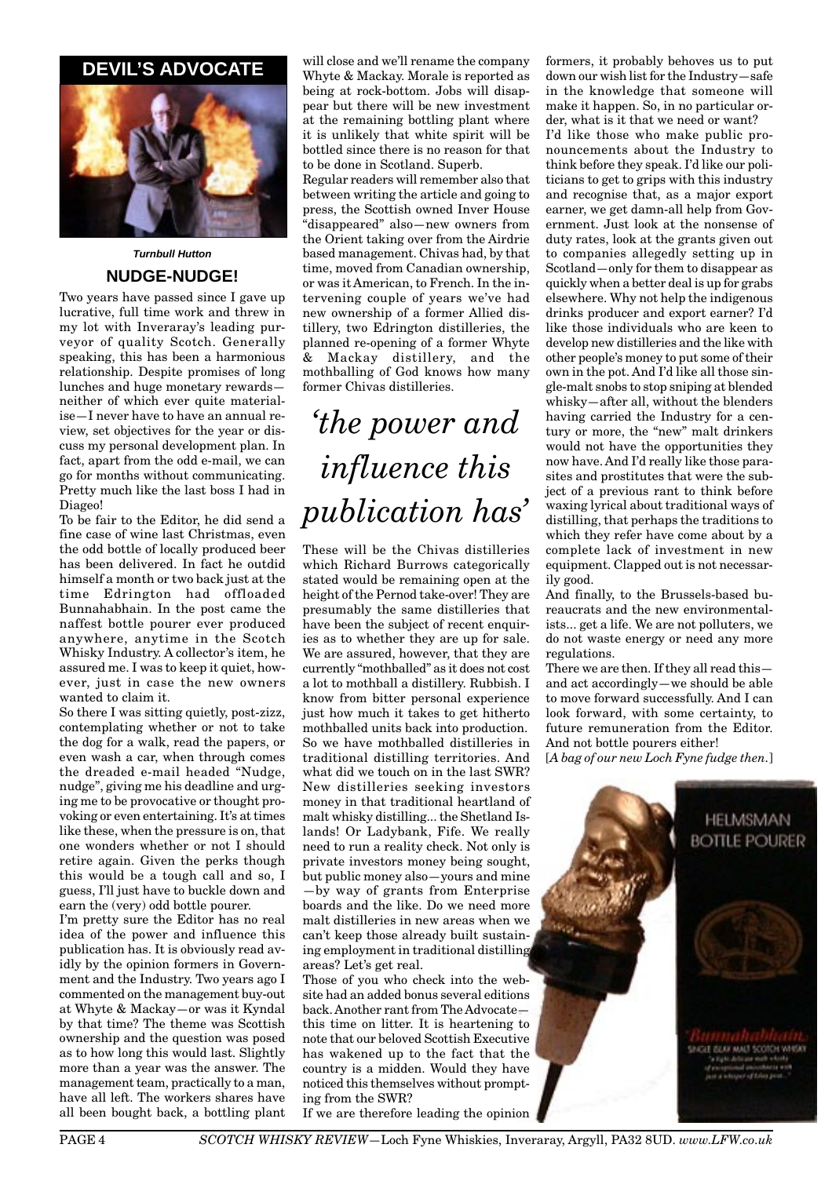## DEVIL'S ADVOCATE

***Turnbull Hutton***

### NUDGE-NUDGE!

Two years have passed since I gave up lucrative, full time work and threw in my lot with Inveraray's leading purveyor of quality Scotch. Generally speaking, this has been a harmonious relationship. Despite promises of long lunches and huge monetary rewards—neither of which ever quite materialise—I never have to have an annual review, set objectives for the year or discuss my personal development plan. In fact, apart from the odd e-mail, we can go for months without communicating. Pretty much like the last boss I had in Diageo!

To be fair to the Editor, he did send a fine case of wine last Christmas, even the odd bottle of locally produced beer has been delivered. In fact he outdid himself a month or two back just at the time Edrington had offloaded Bunnahabhain. In the post came the naffest bottle pourer ever produced anywhere, anytime in the Scotch Whisky Industry. A collector's item, he assured me. I was to keep it quiet, however, just in case the new owners wanted to claim it.

So there I was sitting quietly, post-zizz, contemplating whether or not to take the dog for a walk, read the papers, or even wash a car, when through comes the dreaded e-mail headed "Nudge, nudge", giving me his deadline and urging me to be provocative or thought provoking or even entertaining. It's at times like these, when the pressure is on, that one wonders whether or not I should retire again. Given the perks though this would be a tough call and so, I guess, I'll just have to buckle down and earn the (very) odd bottle pourer.

I'm pretty sure the Editor has no real idea of the power and influence this publication has. It is obviously read avidly by the opinion formers in Government and the Industry. Two years ago I commented on the management buy-out at Whyte & Mackay—or was it Kyndal by that time? The theme was Scottish ownership and the question was posed as to how long this would last. Slightly more than a year was the answer. The management team, practically to a man, have all left. The workers shares have all been bought back, a bottling plant will close and we'll rename the company Whyte & Mackay. Morale is reported as being at rock-bottom. Jobs will disappear but there will be new investment at the remaining bottling plant where it is unlikely that white spirit will be bottled since there is no reason for that to be done in Scotland. Superb.

Regular readers will remember also that between writing the article and going to press, the Scottish owned Inver House "disappeared" also—new owners from the Orient taking over from the Airdrie based management. Chivas had, by that time, moved from Canadian ownership, or was it American, to French. In the intervening couple of years we've had new ownership of a former Allied distillery, two Edrington distilleries, the planned re-opening of a former Whyte & Mackay distillery, and the mothballing of God knows how many former Chivas distilleries.

> *'the power and influence this publication has'*

These will be the Chivas distilleries which Richard Burrows categorically stated would be remaining open at the height of the Pernod take-over! They are presumably the same distilleries that have been the subject of recent enquiries as to whether they are up for sale. We are assured, however, that they are currently "mothballed" as it does not cost a lot to mothball a distillery. Rubbish. I know from bitter personal experience just how much it takes to get hitherto mothballed units back into production.

So we have mothballed distilleries in traditional distilling territories. And what did we touch on in the last SWR? New distilleries seeking investors money in that traditional heartland of malt whisky distilling... the Shetland Islands! Or Ladybank, Fife. We really need to run a reality check. Not only is private investors money being sought, but public money also—yours and mine—by way of grants from Enterprise boards and the like. Do we need more malt distilleries in new areas when we can't keep those already built sustaining employment in traditional distilling areas? Let's get real.

Those of you who check into the website had an added bonus several editions back. Another rant from The Advocate—this time on litter. It is heartening to note that our beloved Scottish Executive has wakened up to the fact that the country is a midden. Would they have noticed this themselves without prompting from the SWR?

If we are therefore leading the opinion formers, it probably behoves us to put down our wish list for the Industry—safe in the knowledge that someone will make it happen. So, in no particular order, what is it that we need or want?

I'd like those who make public pronouncements about the Industry to think before they speak. I'd like our politicians to get to grips with this industry and recognise that, as a major export earner, we get damn-all help from Government. Just look at the nonsense of duty rates, look at the grants given out to companies allegedly setting up in Scotland—only for them to disappear as quickly when a better deal is up for grabs elsewhere. Why not help the indigenous drinks producer and export earner? I'd like those individuals who are keen to develop new distilleries and the like with other people's money to put some of their own in the pot. And I'd like all those single-malt snobs to stop sniping at blended whisky—after all, without the blenders having carried the Industry for a century or more, the "new" malt drinkers would not have the opportunities they now have. And I'd really like those parasites and prostitutes that were the subject of a previous rant to think before waxing lyrical about traditional ways of distilling, that perhaps the traditions to which they refer have come about by a complete lack of investment in new equipment. Clapped out is not necessarily good.

And finally, to the Brussels-based bureaucrats and the new environmentalists... get a life. We are not polluters, we do not waste energy or need any more regulations.

There we are then. If they all read this—and act accordingly—we should be able to move forward successfully. And I can look forward, with some certainty, to future remuneration from the Editor. And not bottle pourers either!

[*A bag of our new Loch Fyne fudge then.*]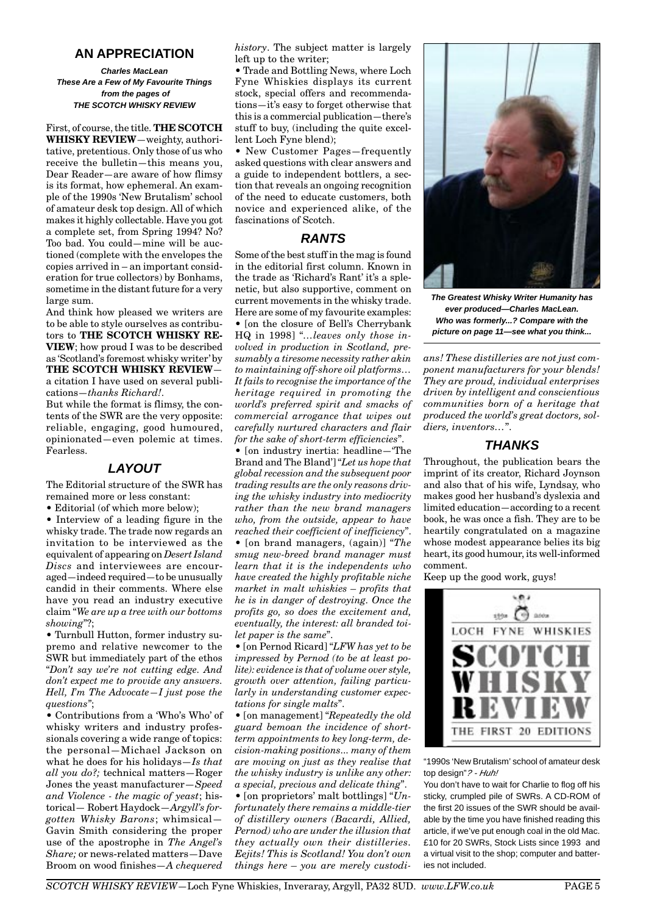## AN APPRECIATION

***Charles MacLean***
***These Are a Few of My Favourite Things***
***from the pages of***
***THE SCOTCH WHISKY REVIEW***

First, of course, the title. **THE SCOTCH WHISKY REVIEW**—weighty, authoritative, pretentious. Only those of us who receive the bulletin—this means you, Dear Reader—are aware of how flimsy is its format, how ephemeral. An example of the 1990s 'New Brutalism' school of amateur desk top design. All of which makes it highly collectable. Have you got a complete set, from Spring 1994? No? Too bad. You could—mine will be auctioned (complete with the envelopes the copies arrived in – an important consideration for true collectors) by Bonhams, sometime in the distant future for a very large sum.

And think how pleased we writers are to be able to style ourselves as contributors to **THE SCOTCH WHISKY REVIEW**; how proud I was to be described as 'Scotland's foremost whisky writer' by **THE SCOTCH WHISKY REVIEW**—a citation I have used on several publications—*thanks Richard!*.

But while the format is flimsy, the contents of the SWR are the very opposite: reliable, engaging, good humoured, opinionated—even polemic at times. Fearless.

### *LAYOUT*

The Editorial structure of the SWR has remained more or less constant:

• Editorial (of which more below);

• Interview of a leading figure in the whisky trade. The trade now regards an invitation to be interviewed as the equivalent of appearing on *Desert Island Discs* and interviewees are encouraged—indeed required—to be unusually candid in their comments. Where else have you read an industry executive claim "*We are up a tree with our bottoms showing*"?;

• Turnbull Hutton, former industry supremo and relative newcomer to the SWR but immediately part of the ethos "*Don't say we're not cutting edge. And don't expect me to provide any answers. Hell, I'm The Advocate—I just pose the questions*";

• Contributions from a 'Who's Who' of whisky writers and industry professionals covering a wide range of topics: the personal—Michael Jackson on what he does for his holidays—*Is that all you do?;* technical matters—Roger Jones the yeast manufacturer—*Speed and Violence - the magic of yeast*; historical— Robert Haydock—*Argyll's forgotten Whisky Barons*; whimsical—Gavin Smith considering the proper use of the apostrophe in *The Angel's Share;* or news-related matters—Dave Broom on wood finishes—*A chequered history*. The subject matter is largely left up to the writer;

• Trade and Bottling News, where Loch Fyne Whiskies displays its current stock, special offers and recommendations—it's easy to forget otherwise that this is a commercial publication—there's stuff to buy, (including the quite excellent Loch Fyne blend);

• New Customer Pages—frequently asked questions with clear answers and a guide to independent bottlers, a section that reveals an ongoing recognition of the need to educate customers, both novice and experienced alike, of the fascinations of Scotch.

### *RANTS*

Some of the best stuff in the mag is found in the editorial first column. Known in the trade as 'Richard's Rant' it's a splenetic, but also supportive, comment on current movements in the whisky trade. Here are some of my favourite examples:

• [on the closure of Bell's Cherrybank HQ in 1998] "*...leaves only those involved in production in Scotland, presumably a tiresome necessity rather akin to maintaining off-shore oil platforms… It fails to recognise the importance of the heritage required in promoting the world's preferred spirit and smacks of commercial arrogance that wipes out carefully nurtured characters and flair for the sake of short-term efficiencies*".

• [on industry inertia: headline—'The Brand and The Bland'] "*Let us hope that global recession and the subsequent poor trading results are the only reasons driving the whisky industry into mediocrity rather than the new brand managers who, from the outside, appear to have reached their coefficient of inefficiency*".

• [on brand managers, (again)] "*The smug new-breed brand manager must learn that it is the independents who have created the highly profitable niche market in malt whiskies – profits that he is in danger of destroying. Once the profits go, so does the excitement and, eventually, the interest: all branded toilet paper is the same*".

• [on Pernod Ricard] "*LFW has yet to be impressed by Pernod (to be at least polite): evidence is that of volume over style, growth over attention, failing particularly in understanding customer expectations for single malts*".

• [on management] "*Repeatedly the old guard bemoan the incidence of short-term appointments to key long-term, decision-making positions... many of them are moving on just as they realise that the whisky industry is unlike any other: a special, precious and delicate thing*".

• [on proprietors' malt bottlings] "*Unfortunately there remains a middle-tier of distillery owners (Bacardi, Allied, Pernod) who are under the illusion that they actually own their distilleries. Eejits! This is Scotland! You don't own things here – you are merely custodians! These distilleries are not just component manufacturers for your blends! They are proud, individual enterprises driven by intelligent and conscientious communities born of a heritage that produced the world's great doctors, soldiers, inventors…*".

***The Greatest Whisky Writer Humanity has ever produced—Charles MacLean. Who was formerly...? Compare with the picture on page 11—see what you think...***

### *THANKS*

Throughout, the publication bears the imprint of its creator, Richard Joynson and also that of his wife, Lyndsay, who makes good her husband's dyslexia and limited education—according to a recent book, he was once a fish. They are to be heartily congratulated on a magazine whose modest appearance belies its big heart, its good humour, its well-informed comment.

Keep up the good work, guys!

LOCH FYNE WHISKIES
SCOTCH WHISKY REVIEW
THE FIRST 20 EDITIONS

"1990s 'New Brutalism' school of amateur desk top design"*? - Huh!*

You don't have to wait for Charlie to flog off his sticky, crumpled pile of SWRs. A CD-ROM of the first 20 issues of the SWR should be available by the time you have finished reading this article, if we've put enough coal in the old Mac. £10 for 20 SWRs, Stock Lists since 1993 and a virtual visit to the shop; computer and batteries not included.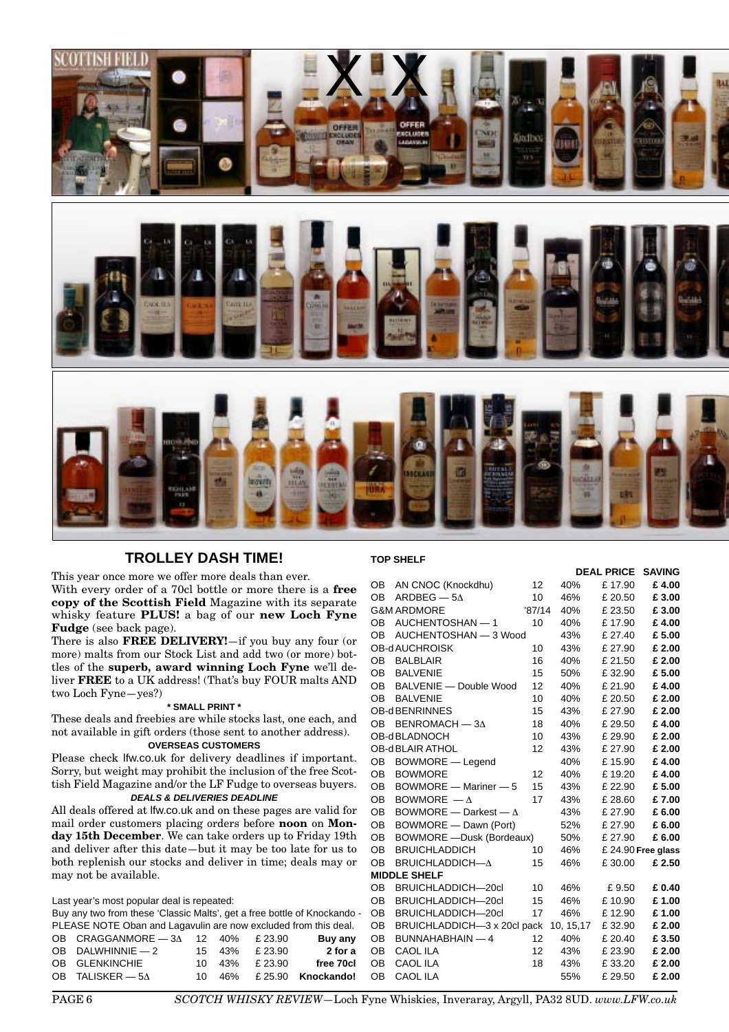## TROLLEY DASH TIME!

This year once more we offer more deals than ever.
With every order of a 70cl bottle or more there is a **free copy of the Scottish Field** Magazine with its separate whisky feature **PLUS!** a bag of our **new Loch Fyne Fudge** (see back page).
There is also **FREE DELIVERY!**—if you buy any four (or more) malts from our Stock List and add two (or more) bottles of the **superb, award winning Loch Fyne** we'll deliver **FREE** to a UK address! (That's buy FOUR malts AND two Loch Fyne—yes?)

**\* SMALL PRINT \***

These deals and freebies are while stocks last, one each, and not available in gift orders (those sent to another address).

**OVERSEAS CUSTOMERS**

Please check lfw.co.uk for delivery deadlines if important. Sorry, but weight may prohibit the inclusion of the free Scottish Field Magazine and/or the LF Fudge to overseas buyers.

***DEALS & DELIVERIES DEADLINE***

All deals offered at lfw.co.uk and on these pages are valid for mail order customers placing orders before **noon** on **Monday 15th December**. We can take orders up to Friday 19th and deliver after this date—but it may be too late for us to both replenish our stocks and deliver in time; deals may or may not be available.

Last year's most popular deal is repeated:
Buy any two from these 'Classic Malts', get a free bottle of Knockando - PLEASE NOTE Oban and Lagavulin are now excluded from this deal.

| | | | | | |
|---|---|---|---|---|---|
| OB | CRAGGANMORE — 3Δ | 12 | 40% | £ 23.90 | **Buy any** |
| OB | DALWHINNIE — 2 | 15 | 43% | £ 23.90 | **2 for a** |
| OB | GLENKINCHIE | 10 | 43% | £ 23.90 | **free 70cl** |
| OB | TALISKER — 5Δ | 10 | 46% | £ 25.90 | **Knockando!** |

**TOP SHELF**

| | | | | DEAL PRICE | SAVING |
|---|---|---|---|---|---|
| OB | AN CNOC (Knockdhu) | 12 | 40% | £ 17.90 | **£ 4.00** |
| OB | ARDBEG — 5Δ | 10 | 46% | £ 20.50 | **£ 3.00** |
| G&M | ARDMORE | '87/14 | 40% | £ 23.50 | **£ 3.00** |
| OB | AUCHENTOSHAN — 1 | 10 | 40% | £ 17.90 | **£ 4.00** |
| OB | AUCHENTOSHAN — 3 Wood | | 43% | £ 27.40 | **£ 5.00** |
| OB-d | AUCHROISK | 10 | 43% | £ 27.90 | **£ 2.00** |
| OB | BALBLAIR | 16 | 40% | £ 21.50 | **£ 2.00** |
| OB | BALVENIE | 15 | 50% | £ 32.90 | **£ 5.00** |
| OB | BALVENIE — Double Wood | 12 | 40% | £ 21.90 | **£ 4.00** |
| OB | BALVENIE | 10 | 40% | £ 20.50 | **£ 2.00** |
| OB-d | BENRINNES | 15 | 43% | £ 27.90 | **£ 2.00** |
| OB | BENROMACH — 3Δ | 18 | 40% | £ 29.50 | **£ 4.00** |
| OB-d | BLADNOCH | 10 | 43% | £ 29.90 | **£ 2.00** |
| OB-d | BLAIR ATHOL | 12 | 43% | £ 27.90 | **£ 2.00** |
| OB | BOWMORE — Legend | | 40% | £ 15.90 | **£ 4.00** |
| OB | BOWMORE | 12 | 40% | £ 19.20 | **£ 4.00** |
| OB | BOWMORE — Mariner — 5 | 15 | 43% | £ 22.90 | **£ 5.00** |
| OB | BOWMORE — Δ | 17 | 43% | £ 28.60 | **£ 7.00** |
| OB | BOWMORE — Darkest — Δ | | 43% | £ 27.90 | **£ 6.00** |
| OB | BOWMORE — Dawn (Port) | | 52% | £ 27.90 | **£ 6.00** |
| OB | BOWMORE —Dusk (Bordeaux) | | 50% | £ 27.90 | **£ 6.00** |
| OB | BRUICHLADDICH | 10 | 46% | £ 24.90 | **Free glass** |
| OB | BRUICHLADDICH—Δ | 15 | 46% | £ 30.00 | **£ 2.50** |
| **MIDDLE SHELF** | | | | | |
| OB | BRUICHLADDICH—20cl | 10 | 46% | £ 9.50 | **£ 0.40** |
| OB | BRUICHLADDICH—20cl | 15 | 46% | £ 10.90 | **£ 1.00** |
| OB | BRUICHLADDICH—20cl | 17 | 46% | £ 12.90 | **£ 1.00** |
| OB | BRUICHLADDICH—3 x 20cl pack | 10, 15,17 | | £ 32.90 | **£ 2.00** |
| OB | BUNNAHABHAIN — 4 | 12 | 40% | £ 20.40 | **£ 3.50** |
| OB | CAOL ILA | 12 | 43% | £ 23.90 | **£ 2.00** |
| OB | CAOL ILA | 18 | 43% | £ 33.20 | **£ 2.00** |
| OB | CAOL ILA | | 55% | £ 29.50 | **£ 2.00** |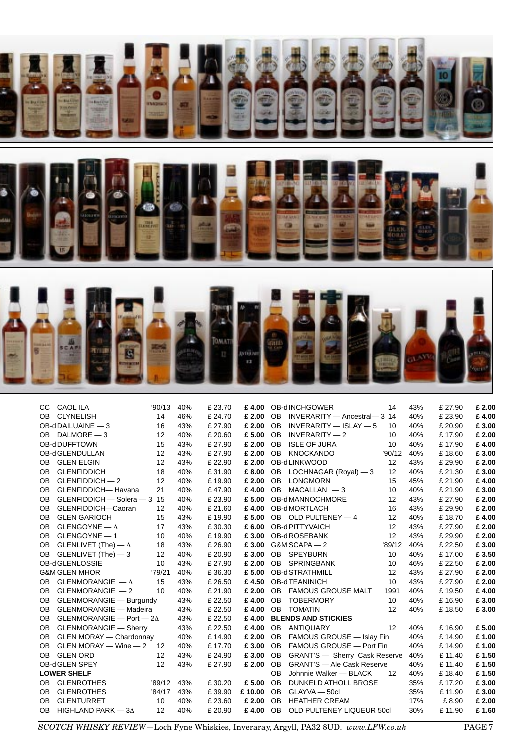| | | | | | |
|---|---|---|---|---|---|
| CC | CAOL ILA | '90/13 | 40% | £ 23.70 | £ 4.00 |
| OB | CLYNELISH | 14 | 46% | £ 24.70 | £ 2.00 |
| OB-d | DAILUAINE — 3 | 16 | 43% | £ 27.90 | £ 2.00 |
| OB | DALMORE — 3 | 12 | 40% | £ 20.60 | £ 5.00 |
| OB-d | DUFFTOWN | 15 | 43% | £ 27.90 | £ 2.00 |
| OB-d | GLENDULLAN | 12 | 43% | £ 27.90 | £ 2.00 |
| OB | GLEN ELGIN | 12 | 43% | £ 22.90 | £ 2.00 |
| OB | GLENFIDDICH | 18 | 40% | £ 31.90 | £ 8.00 |
| OB | GLENFIDDICH — 2 | 12 | 40% | £ 19.90 | £ 2.00 |
| OB | GLENFIDDICH— Havana | 21 | 40% | £ 47.90 | £ 4.00 |
| OB | GLENFIDDICH — Solera — 3 | 15 | 40% | £ 23.90 | £ 5.00 |
| OB | GLENFIDDICH—Caoran | 12 | 40% | £ 21.60 | £ 4.00 |
| OB | GLEN GARIOCH | 15 | 43% | £ 19.90 | £ 5.00 |
| OB | GLENGOYNE — Δ | 17 | 43% | £ 30.30 | £ 6.00 |
| OB | GLENGOYNE — 1 | 10 | 40% | £ 19.90 | £ 3.00 |
| OB | GLENLIVET (The) — Δ | 18 | 43% | £ 26.90 | £ 3.00 |
| OB | GLENLIVET (The) — 3 | 12 | 40% | £ 20.90 | £ 3.00 |
| OB-d | GLENLOSSIE | 10 | 43% | £ 27.90 | £ 2.00 |
| G&M | GLEN MHOR | '79/21 | 40% | £ 36.30 | £ 5.00 |
| OB | GLENMORANGIE — Δ | 15 | 43% | £ 26.50 | £ 4.50 |
| OB | GLENMORANGIE — 2 | 10 | 40% | £ 21.90 | £ 2.00 |
| OB | GLENMORANGIE — Burgundy | | 43% | £ 22.50 | £ 4.00 |
| OB | GLENMORANGIE — Madeira | | 43% | £ 22.50 | £ 4.00 |
| OB | GLENMORANGIE — Port — 2Δ | | 43% | £ 22.50 | £ 4.00 |
| OB | GLENMORANGIE — Sherry | | 43% | £ 22.50 | £ 4.00 |
| OB | GLEN MORAY — Chardonnay | | 40% | £ 14.90 | £ 2.00 |
| OB | GLEN MORAY — Wine — 2 | 12 | 40% | £ 17.70 | £ 3.00 |
| OB | GLEN ORD | 12 | 43% | £ 24.90 | £ 3.00 |
| OB-d | GLEN SPEY | 12 | 43% | £ 27.90 | £ 2.00 |
| **LOWER SHELF** | | | | | |
| OB | GLENROTHES | '89/12 | 43% | £ 30.20 | £ 5.00 |
| OB | GLENROTHES | '84/17 | 43% | £ 39.90 | £ 10.00 |
| OB | GLENTURRET | 10 | 40% | £ 23.60 | £ 2.00 |
| OB | HIGHLAND PARK — 3Δ | 12 | 40% | £ 20.90 | £ 4.00 |
| OB-d | INCHGOWER | 14 | 43% | £ 27.90 | £ 2.00 |
| OB | INVERARITY — Ancestral— 3 | 14 | 40% | £ 23.90 | £ 4.00 |
| OB | INVERARITY — ISLAY — 5 | 10 | 40% | £ 20.90 | £ 3.00 |
| OB | INVERARITY — 2 | 10 | 40% | £ 17.90 | £ 2.00 |
| OB | ISLE OF JURA | 10 | 40% | £ 17.90 | £ 4.00 |
| OB | KNOCKANDO | '90/12 | 40% | £ 18.60 | £ 3.00 |
| OB-d | LINKWOOD | 12 | 43% | £ 29.90 | £ 2.00 |
| OB | LOCHNAGAR (Royal) — 3 | 12 | 40% | £ 21.30 | £ 3.00 |
| OB | LONGMORN | 15 | 45% | £ 21.90 | £ 4.00 |
| OB | MACALLAN — 3 | 10 | 40% | £ 21.90 | £ 3.00 |
| OB-d | MANNOCHMORE | 12 | 43% | £ 27.90 | £ 2.00 |
| OB-d | MORTLACH | 16 | 43% | £ 29.90 | £ 2.00 |
| OB | OLD PULTENEY — 4 | 12 | 40% | £ 18.70 | £ 4.00 |
| OB-d | PITTYVAICH | 12 | 43% | £ 27.90 | £ 2.00 |
| OB-d | ROSEBANK | 12 | 43% | £ 29.90 | £ 2.00 |
| G&M | SCAPA — 2 | '89/12 | 40% | £ 22.50 | £ 3.00 |
| OB | SPEYBURN | 10 | 40% | £ 17.00 | £ 3.50 |
| OB | SPRINGBANK | 10 | 46% | £ 22.50 | £ 2.00 |
| OB-d | STRATHMILL | 12 | 43% | £ 27.90 | £ 2.00 |
| OB-d | TEANINICH | 10 | 43% | £ 27.90 | £ 2.00 |
| OB | FAMOUS GROUSE MALT | 1991 | 40% | £ 19.50 | £ 4.00 |
| OB | TOBERMORY | 10 | 40% | £ 16.90 | £ 3.00 |
| OB | TOMATIN | 12 | 40% | £ 18.50 | £ 3.00 |
| **BLENDS AND STICKIES** | | | | | |
| OB | ANTIQUARY | 12 | 40% | £ 16.90 | £ 5.00 |
| OB | FAMOUS GROUSE — Islay Fin | | 40% | £ 14.90 | £ 1.00 |
| OB | FAMOUS GROUSE — Port Fin | | 40% | £ 14.90 | £ 1.00 |
| OB | GRANT'S — Sherry Cask Reserve | | 40% | £ 11.40 | £ 1.50 |
| OB | GRANT'S — Ale Cask Reserve | | 40% | £ 11.40 | £ 1.50 |
| OB | Johnnie Walker — BLACK | 12 | 40% | £ 18.40 | £ 1.50 |
| OB | DUNKELD ATHOLL BROSE | | 35% | £ 17.20 | £ 3.00 |
| OB | GLAYVA — 50cl | | 35% | £ 11.90 | £ 3.00 |
| OB | HEATHER CREAM | | 17% | £ 8.90 | £ 2.00 |
| OB | OLD PULTENEY LIQUEUR 50cl | | 30% | £ 11.90 | £ 1.60 |

*SCOTCH WHISKY REVIEW*—Loch Fyne Whiskies, Inveraray, Argyll, PA32 8UD. *www.LFW.co.uk*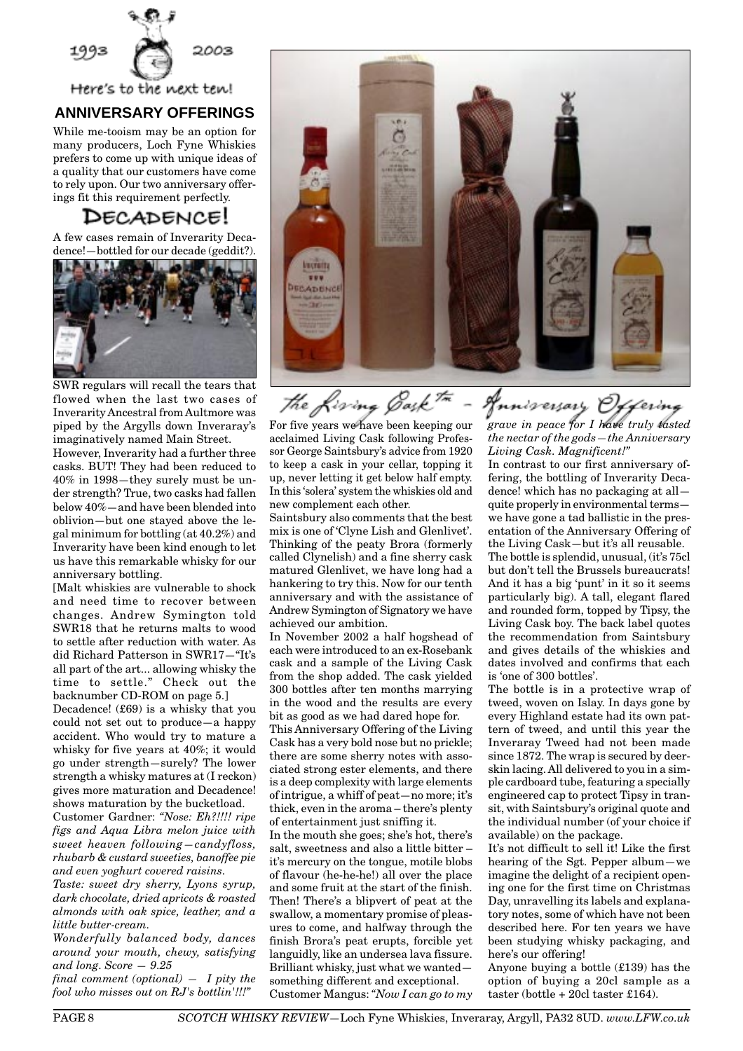1993 2003

Here's to the next ten!

## ANNIVERSARY OFFERINGS

While me-tooism may be an option for many producers, Loch Fyne Whiskies prefers to come up with unique ideas of a quality that our customers have come to rely upon. Our two anniversary offerings fit this requirement perfectly.

## DECADENCE!

A few cases remain of Inverarity Decadence!—bottled for our decade (geddit?).

SWR regulars will recall the tears that flowed when the last two cases of Inverarity Ancestral from Aultmore was piped by the Argylls down Inveraray's imaginatively named Main Street.

However, Inverarity had a further three casks. BUT! They had been reduced to 40% in 1998—they surely must be under strength? True, two casks had fallen below 40%—and have been blended into oblivion—but one stayed above the legal minimum for bottling (at 40.2%) and Inverarity have been kind enough to let us have this remarkable whisky for our anniversary bottling.

[Malt whiskies are vulnerable to shock and need time to recover between changes. Andrew Symington told SWR18 that he returns malts to wood to settle after reduction with water. As did Richard Patterson in SWR17—"It's all part of the art... allowing whisky the time to settle." Check out the backnumber CD-ROM on page 5.]

Decadence! (£69) is a whisky that you could not set out to produce—a happy accident. Who would try to mature a whisky for five years at 40%; it would go under strength—surely? The lower strength a whisky matures at (I reckon) gives more maturation and Decadence! shows maturation by the bucketload.

Customer Gardner: *"Nose: Eh?!!!! ripe figs and Aqua Libra melon juice with sweet heaven following—candyfloss, rhubarb & custard sweeties, banoffee pie and even yoghurt covered raisins.*

*Taste: sweet dry sherry, Lyons syrup, dark chocolate, dried apricots & roasted almonds with oak spice, leather, and a little butter-cream.*

*Wonderfully balanced body, dances around your mouth, chewy, satisfying and long. Score — 9.25*

*final comment (optional) — I pity the fool who misses out on RJ's bottlin'!!!"*

## The Living Cask™ - Anniversary Offering

For five years we have been keeping our acclaimed Living Cask following Professor George Saintsbury's advice from 1920 to keep a cask in your cellar, topping it up, never letting it get below half empty. In this 'solera' system the whiskies old and new complement each other.

Saintsbury also comments that the best mix is one of 'Clyne Lish and Glenlivet'. Thinking of the peaty Brora (formerly called Clynelish) and a fine sherry cask matured Glenlivet, we have long had a hankering to try this. Now for our tenth anniversary and with the assistance of Andrew Symington of Signatory we have achieved our ambition.

In November 2002 a half hogshead of each were introduced to an ex-Rosebank cask and a sample of the Living Cask from the shop added. The cask yielded 300 bottles after ten months marrying in the wood and the results are every bit as good as we had dared hope for.

This Anniversary Offering of the Living Cask has a very bold nose but no prickle; there are some sherry notes with associated strong ester elements, and there is a deep complexity with large elements of intrigue, a whiff of peat—no more; it's thick, even in the aroma—there's plenty of entertainment just sniffing it.

In the mouth she goes; she's hot, there's salt, sweetness and also a little bitter—it's mercury on the tongue, motile blobs of flavour (he-he-he!) all over the place and some fruit at the start of the finish. Then! There's a blipvert of peat at the swallow, a momentary promise of pleasures to come, and halfway through the finish Brora's peat erupts, forcible yet languidly, like an undersea lava fissure. Brilliant whisky, just what we wanted—something different and exceptional.

Customer Mangus: *"Now I can go to my grave in peace for I have truly tasted the nectar of the gods—the Anniversary Living Cask. Magnificent!"*

In contrast to our first anniversary offering, the bottling of Inverarity Decadence! which has no packaging at all—quite properly in environmental terms—we have gone a tad ballistic in the presentation of the Anniversary Offering of the Living Cask—but it's all reusable.

The bottle is splendid, unusual, (it's 75cl but don't tell the Brussels bureaucrats! And it has a big 'punt' in it so it seems particularly big). A tall, elegant flared and rounded form, topped by Tipsy, the Living Cask boy. The back label quotes the recommendation from Saintsbury and gives details of the whiskies and dates involved and confirms that each is 'one of 300 bottles'.

The bottle is in a protective wrap of tweed, woven on Islay. In days gone by every Highland estate had its own pattern of tweed, and until this year the Inveraray Tweed had not been made since 1872. The wrap is secured by deerskin lacing. All delivered to you in a simple cardboard tube, featuring a specially engineered cap to protect Tipsy in transit, with Saintsbury's original quote and the individual number (of your choice if available) on the package.

It's not difficult to sell it! Like the first hearing of the Sgt. Pepper album—we imagine the delight of a recipient opening one for the first time on Christmas Day, unravelling its labels and explanatory notes, some of which have not been described here. For ten years we have been studying whisky packaging, and here's our offering!

Anyone buying a bottle (£139) has the option of buying a 20cl sample as a taster (bottle + 20cl taster £164).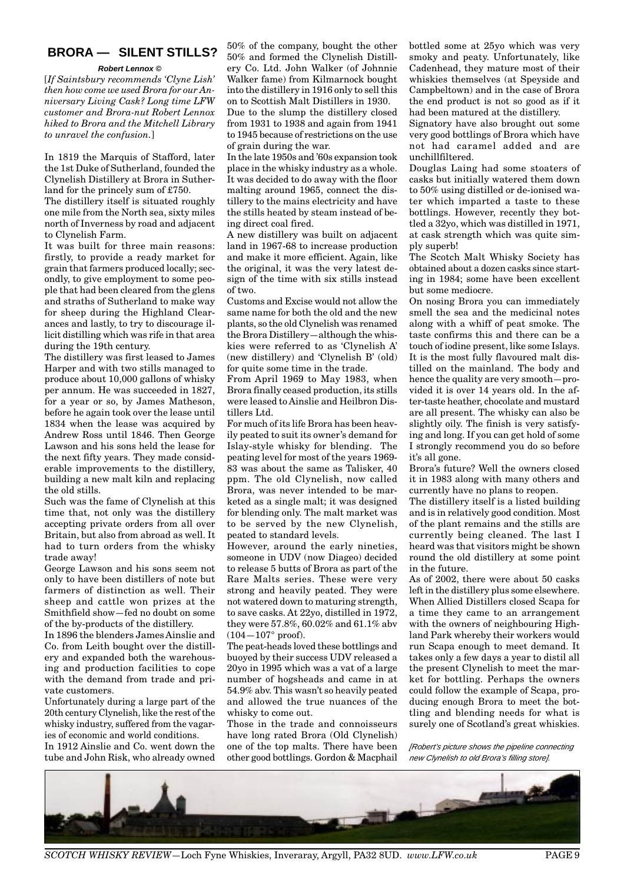## BRORA — SILENT STILLS?

**Robert Lennox ©**

[*If Saintsbury recommends 'Clyne Lish' then how come we used Brora for our Anniversary Living Cask? Long time LFW customer and Brora-nut Robert Lennox hiked to Brora and the Mitchell Library to unravel the confusion.*]

In 1819 the Marquis of Stafford, later the 1st Duke of Sutherland, founded the Clynelish Distillery at Brora in Sutherland for the princely sum of £750.

The distillery itself is situated roughly one mile from the North sea, sixty miles north of Inverness by road and adjacent to Clynelish Farm.

It was built for three main reasons: firstly, to provide a ready market for grain that farmers produced locally; secondly, to give employment to some people that had been cleared from the glens and straths of Sutherland to make way for sheep during the Highland Clearances and lastly, to try to discourage illicit distilling which was rife in that area during the 19th century.

The distillery was first leased to James Harper and with two stills managed to produce about 10,000 gallons of whisky per annum. He was succeeded in 1827, for a year or so, by James Matheson, before he again took over the lease until 1834 when the lease was acquired by Andrew Ross until 1846. Then George Lawson and his sons held the lease for the next fifty years. They made considerable improvements to the distillery, building a new malt kiln and replacing the old stills.

Such was the fame of Clynelish at this time that, not only was the distillery accepting private orders from all over Britain, but also from abroad as well. It had to turn orders from the whisky trade away!

George Lawson and his sons seem not only to have been distillers of note but farmers of distinction as well. Their sheep and cattle won prizes at the Smithfield show—fed no doubt on some of the by-products of the distillery.

In 1896 the blenders James Ainslie and Co. from Leith bought over the distillery and expanded both the warehousing and production facilities to cope with the demand from trade and private customers.

Unfortunately during a large part of the 20th century Clynelish, like the rest of the whisky industry, suffered from the vagaries of economic and world conditions.

In 1912 Ainslie and Co. went down the tube and John Risk, who already owned 50% of the company, bought the other 50% and formed the Clynelish Distillery Co. Ltd. John Walker (of Johnnie Walker fame) from Kilmarnock bought into the distillery in 1916 only to sell this on to Scottish Malt Distillers in 1930.

Due to the slump the distillery closed from 1931 to 1938 and again from 1941 to 1945 because of restrictions on the use of grain during the war.

In the late 1950s and '60s expansion took place in the whisky industry as a whole. It was decided to do away with the floor malting around 1965, connect the distillery to the mains electricity and have the stills heated by steam instead of being direct coal fired.

A new distillery was built on adjacent land in 1967-68 to increase production and make it more efficient. Again, like the original, it was the very latest design of the time with six stills instead of two.

Customs and Excise would not allow the same name for both the old and the new plants, so the old Clynelish was renamed the Brora Distillery—although the whiskies were referred to as 'Clynelish A' (new distillery) and 'Clynelish B' (old) for quite some time in the trade.

From April 1969 to May 1983, when Brora finally ceased production, its stills were leased to Ainslie and Heilbron Distillers Ltd.

For much of its life Brora has been heavily peated to suit its owner's demand for Islay-style whisky for blending. The peating level for most of the years 1969-83 was about the same as Talisker, 40 ppm. The old Clynelish, now called Brora, was never intended to be marketed as a single malt; it was designed for blending only. The malt market was to be served by the new Clynelish, peated to standard levels.

However, around the early nineties, someone in UDV (now Diageo) decided to release 5 butts of Brora as part of the Rare Malts series. These were very strong and heavily peated. They were not watered down to maturing strength, to save casks. At 22yo, distilled in 1972, they were 57.8%, 60.02% and 61.1% abv (104—107° proof).

The peat-heads loved these bottlings and buoyed by their success UDV released a 20yo in 1995 which was a vat of a large number of hogsheads and came in at 54.9% abv. This wasn't so heavily peated and allowed the true nuances of the whisky to come out.

Those in the trade and connoisseurs have long rated Brora (Old Clynelish) one of the top malts. There have been other good bottlings. Gordon & Macphail bottled some at 25yo which was very smoky and peaty. Unfortunately, like Cadenhead, they mature most of their whiskies themselves (at Speyside and Campbeltown) and in the case of Brora the end product is not so good as if it had been matured at the distillery.

Signatory have also brought out some very good bottlings of Brora which have not had caramel added and are unchillfiltered.

Douglas Laing had some stoaters of casks but initially watered them down to 50% using distilled or de-ionised water which imparted a taste to these bottlings. However, recently they bottled a 32yo, which was distilled in 1971, at cask strength which was quite simply superb!

The Scotch Malt Whisky Society has obtained about a dozen casks since starting in 1984; some have been excellent but some mediocre.

On nosing Brora you can immediately smell the sea and the medicinal notes along with a whiff of peat smoke. The taste confirms this and there can be a touch of iodine present, like some Islays. It is the most fully flavoured malt distilled on the mainland. The body and hence the quality are very smooth—provided it is over 14 years old. In the after-taste heather, chocolate and mustard are all present. The whisky can also be slightly oily. The finish is very satisfying and long. If you can get hold of some I strongly recommend you do so before it's all gone.

Brora's future? Well the owners closed it in 1983 along with many others and currently have no plans to reopen.

The distillery itself is a listed building and is in relatively good condition. Most of the plant remains and the stills are currently being cleaned. The last I heard was that visitors might be shown round the old distillery at some point in the future.

As of 2002, there were about 50 casks left in the distillery plus some elsewhere. When Allied Distillers closed Scapa for a time they came to an arrangement with the owners of neighbouring Highland Park whereby their workers would run Scapa enough to meet demand. It takes only a few days a year to distil all the present Clynelish to meet the market for bottling. Perhaps the owners could follow the example of Scapa, producing enough Brora to meet the bottling and blending needs for what is surely one of Scotland's great whiskies.

*[Robert's picture shows the pipeline connecting new Clynelish to old Brora's filling store].*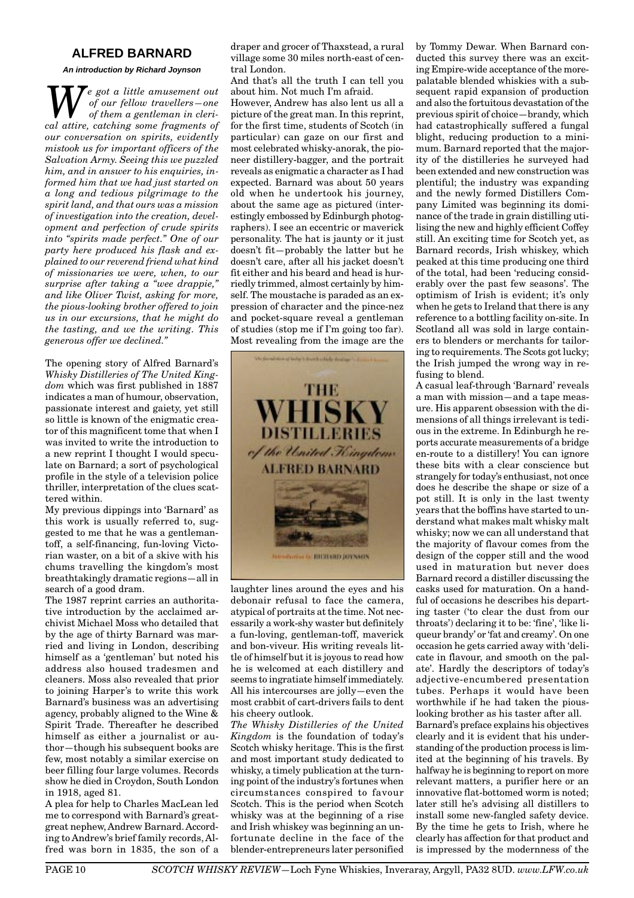## ALFRED BARNARD

***An introduction by Richard Joynson***

*We got a little amusement out of our fellow travellers—one of them a gentleman in clerical attire, catching some fragments of our conversation on spirits, evidently mistook us for important officers of the Salvation Army. Seeing this we puzzled him, and in answer to his enquiries, informed him that we had just started on a long and tedious pilgrimage to the spirit land, and that ours was a mission of investigation into the creation, development and perfection of crude spirits into "spirits made perfect." One of our party here produced his flask and explained to our reverend friend what kind of missionaries we were, when, to our surprise after taking a "wee drappie," and like Oliver Twist, asking for more, the pious-looking brother offered to join us in our excursions, that he might do the tasting, and we the writing. This generous offer we declined."*

The opening story of Alfred Barnard's *Whisky Distilleries of The United Kingdom* which was first published in 1887 indicates a man of humour, observation, passionate interest and gaiety, yet still so little is known of the enigmatic creator of this magnificent tome that when I was invited to write the introduction to a new reprint I thought I would speculate on Barnard; a sort of psychological profile in the style of a television police thriller, interpretation of the clues scattered within.

My previous dippings into 'Barnard' as this work is usually referred to, suggested to me that he was a gentleman-toff, a self-financing, fun-loving Victorian waster, on a bit of a skive with his chums travelling the kingdom's most breathtakingly dramatic regions—all in search of a good dram.

The 1987 reprint carries an authoritative introduction by the acclaimed archivist Michael Moss who detailed that by the age of thirty Barnard was married and living in London, describing himself as a 'gentleman' but noted his address also housed tradesmen and cleaners. Moss also revealed that prior to joining Harper's to write this work Barnard's business was an advertising agency, probably aligned to the Wine & Spirit Trade. Thereafter he described himself as either a journalist or author—though his subsequent books are few, most notably a similar exercise on beer filling four large volumes. Records show he died in Croydon, South London in 1918, aged 81.

A plea for help to Charles MacLean led me to correspond with Barnard's great-great nephew, Andrew Barnard. According to Andrew's brief family records, Alfred was born in 1835, the son of a draper and grocer of Thaxstead, a rural village some 30 miles north-east of central London.

And that's all the truth I can tell you about him. Not much I'm afraid.

However, Andrew has also lent us all a picture of the great man. In this reprint, for the first time, students of Scotch (in particular) can gaze on our first and most celebrated whisky-anorak, the pioneer distillery-bagger, and the portrait reveals as enigmatic a character as I had expected. Barnard was about 50 years old when he undertook his journey, about the same age as pictured (interestingly embossed by Edinburgh photographers). I see an eccentric or maverick personality. The hat is jaunty or it just doesn't fit—probably the latter but he doesn't care, after all his jacket doesn't fit either and his beard and head is hurriedly trimmed, almost certainly by himself. The moustache is paraded as an expression of character and the pince-nez and pocket-square reveal a gentleman of studies (stop me if I'm going too far). Most revealing from the image are the laughter lines around the eyes and his debonair refusal to face the camera, atypical of portraits at the time. Not necessarily a work-shy waster but definitely a fun-loving, gentleman-toff, maverick and bon-viveur. His writing reveals little of himself but it is joyous to read how he is welcomed at each distillery and seems to ingratiate himself immediately. All his intercourses are jolly—even the most crabbit of cart-drivers fails to dent his cheery outlook.

*The Whisky Distilleries of the United Kingdom* is the foundation of today's Scotch whisky heritage. This is the first and most important study dedicated to whisky, a timely publication at the turning point of the industry's fortunes when circumstances conspired to favour Scotch. This is the period when Scotch whisky was at the beginning of a rise and Irish whiskey was beginning an unfortunate decline in the face of the blender-entrepreneurs later personified by Tommy Dewar. When Barnard conducted this survey there was an exciting Empire-wide acceptance of the more-palatable blended whiskies with a subsequent rapid expansion of production and also the fortuitous devastation of the previous spirit of choice—brandy, which had catastrophically suffered a fungal blight, reducing production to a minimum. Barnard reported that the majority of the distilleries he surveyed had been extended and new construction was plentiful; the industry was expanding and the newly formed Distillers Company Limited was beginning its dominance of the trade in grain distilling utilising the new and highly efficient Coffey still. An exciting time for Scotch yet, as Barnard records, Irish whiskey, which peaked at this time producing one third of the total, had been 'reducing considerably over the past few seasons'. The optimism of Irish is evident; it's only when he gets to Ireland that there is any reference to a bottling facility on-site. In Scotland all was sold in large containers to blenders or merchants for tailoring to requirements. The Scots got lucky; the Irish jumped the wrong way in refusing to blend.

A casual leaf-through 'Barnard' reveals a man with mission—and a tape measure. His apparent obsession with the dimensions of all things irrelevant is tedious in the extreme. In Edinburgh he reports accurate measurements of a bridge en-route to a distillery! You can ignore these bits with a clear conscience but strangely for today's enthusiast, not once does he describe the shape or size of a pot still. It is only in the last twenty years that the boffins have started to understand what makes malt whisky malt whisky; now we can all understand that the majority of flavour comes from the design of the copper still and the wood used in maturation but never does Barnard record a distiller discussing the casks used for maturation. On a handful of occasions he describes his departing taster ('to clear the dust from our throats') declaring it to be: 'fine', 'like liqueur brandy' or 'fat and creamy'. On one occasion he gets carried away with 'delicate in flavour, and smooth on the palate'. Hardly the descriptors of today's adjective-encumbered presentation tubes. Perhaps it would have been worthwhile if he had taken the pious-looking brother as his taster after all.

Barnard's preface explains his objectives clearly and it is evident that his understanding of the production process is limited at the beginning of his travels. By halfway he is beginning to report on more relevant matters, a purifier here or an innovative flat-bottomed worm is noted; later still he's advising all distillers to install some new-fangled safety device. By the time he gets to Irish, where he clearly has affection for that product and is impressed by the modernness of the

*SCOTCH WHISKY REVIEW*—Loch Fyne Whiskies, Inveraray, Argyll, PA32 8UD. *www.LFW.co.uk*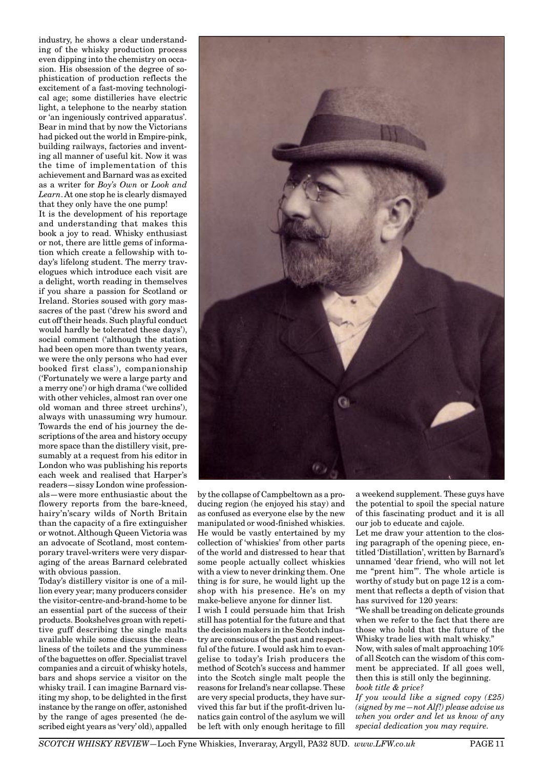industry, he shows a clear understanding of the whisky production process even dipping into the chemistry on occasion. His obsession of the degree of sophistication of production reflects the excitement of a fast-moving technological age; some distilleries have electric light, a telephone to the nearby station or 'an ingeniously contrived apparatus'. Bear in mind that by now the Victorians had picked out the world in Empire-pink, building railways, factories and inventing all manner of useful kit. Now it was the time of implementation of this achievement and Barnard was as excited as a writer for *Boy's Own* or *Look and Learn*. At one stop he is clearly dismayed that they only have the one pump!

It is the development of his reportage and understanding that makes this book a joy to read. Whisky enthusiast or not, there are little gems of information which create a fellowship with today's lifelong student. The merry travelogues which introduce each visit are a delight, worth reading in themselves if you share a passion for Scotland or Ireland. Stories soused with gory massacres of the past ('drew his sword and cut off their heads. Such playful conduct would hardly be tolerated these days'), social comment ('although the station had been open more than twenty years, we were the only persons who had ever booked first class'), companionship ('Fortunately we were a large party and a merry one') or high drama ('we collided with other vehicles, almost ran over one old woman and three street urchins'), always with unassuming wry humour. Towards the end of his journey the descriptions of the area and history occupy more space than the distillery visit, presumably at a request from his editor in London who was publishing his reports each week and realised that Harper's readers—sissy London wine professionals—were more enthusiastic about the flowery reports from the bare-kneed, hairy'n'scary wilds of North Britain than the capacity of a fire extinguisher or wotnot. Although Queen Victoria was an advocate of Scotland, most contemporary travel-writers were very disparaging of the areas Barnard celebrated with obvious passion.

Today's distillery visitor is one of a million every year; many producers consider the visitor-centre-and-brand-home to be an essential part of the success of their products. Bookshelves groan with repetitive guff describing the single malts available while some discuss the cleanliness of the toilets and the yumminess of the baguettes on offer. Specialist travel companies and a circuit of whisky hotels, bars and shops service a visitor on the whisky trail. I can imagine Barnard visiting my shop, to be delighted in the first instance by the range on offer, astonished by the range of ages presented (he described eight years as 'very' old), appalled by the collapse of Campbeltown as a producing region (he enjoyed his stay) and as confused as everyone else by the new manipulated or wood-finished whiskies. He would be vastly entertained by my collection of 'whiskies' from other parts of the world and distressed to hear that some people actually collect whiskies with a view to never drinking them. One thing is for sure, he would light up the shop with his presence. He's on my make-believe anyone for dinner list.

I wish I could persuade him that Irish still has potential for the future and that the decision makers in the Scotch industry are conscious of the past and respectful of the future. I would ask him to evangelise to today's Irish producers the method of Scotch's success and hammer into the Scotch single malt people the reasons for Ireland's near collapse. These are very special products, they have survived this far but if the profit-driven lunatics gain control of the asylum we will be left with only enough heritage to fill a weekend supplement. These guys have the potential to spoil the special nature of this fascinating product and it is all our job to educate and cajole.

Let me draw your attention to the closing paragraph of the opening piece, entitled 'Distillation', written by Barnard's unnamed 'dear friend, who will not let me "prent him"'. The whole article is worthy of study but on page 12 is a comment that reflects a depth of vision that has survived for 120 years:

"We shall be treading on delicate grounds when we refer to the fact that there are those who hold that the future of the Whisky trade lies with malt whisky."

Now, with sales of malt approaching 10% of all Scotch can the wisdom of this comment be appreciated. If all goes well, then this is still only the beginning.

*book title & price?*

*If you would like a signed copy (£25) (signed by me—not Alf!) please advise us when you order and let us know of any special dedication you may require.*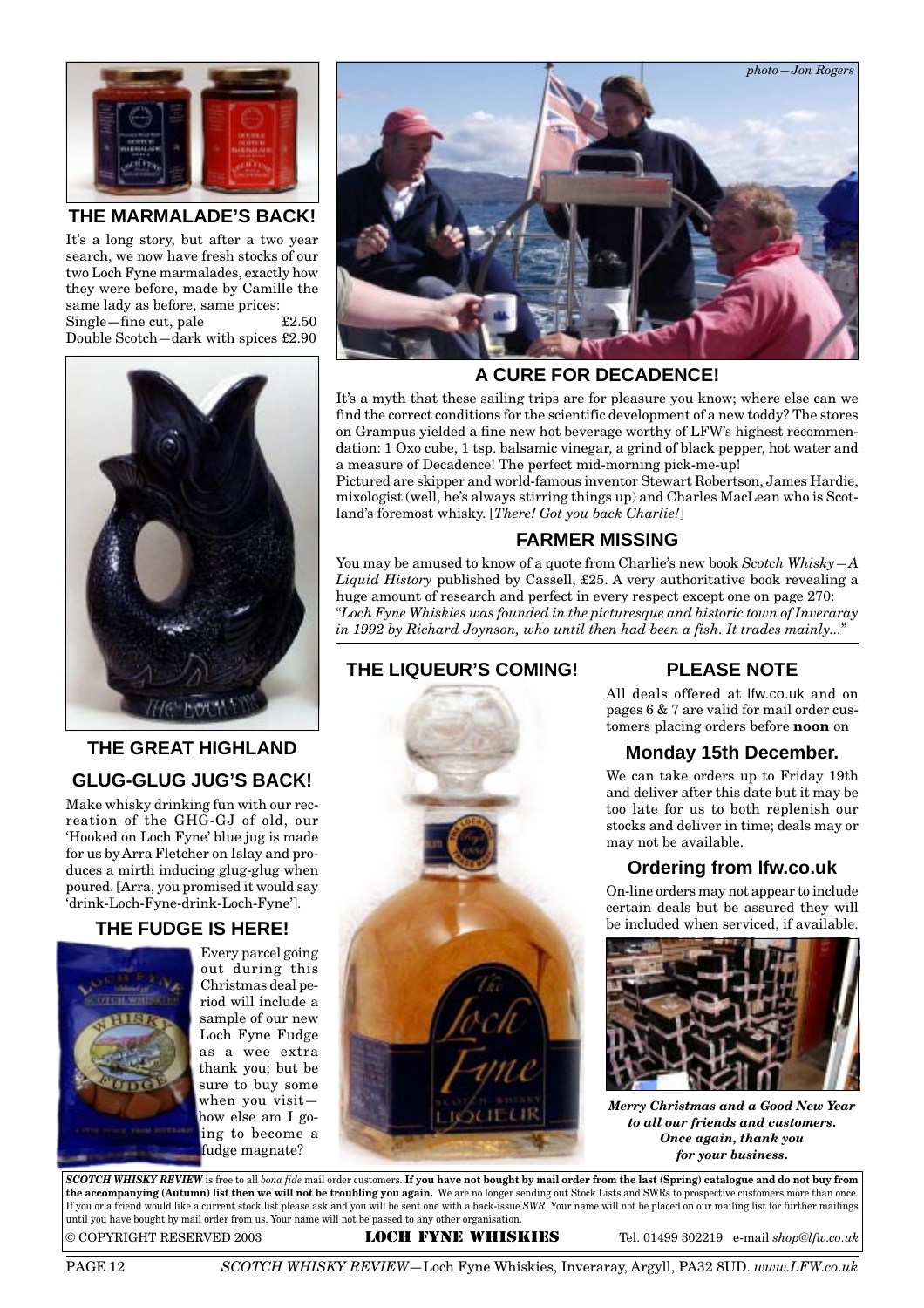## THE MARMALADE'S BACK!

It's a long story, but after a two year search, we now have fresh stocks of our two Loch Fyne marmalades, exactly how they were before, made by Camille the same lady as before, same prices:

Single—fine cut, pale £2.50
Double Scotch—dark with spices £2.90

## THE GREAT HIGHLAND GLUG-GLUG JUG'S BACK!

Make whisky drinking fun with our recreation of the GHG-GJ of old, our 'Hooked on Loch Fyne' blue jug is made for us by Arra Fletcher on Islay and produces a mirth inducing glug-glug when poured. [Arra, you promised it would say 'drink-Loch-Fyne-drink-Loch-Fyne'].

## THE FUDGE IS HERE!

Every parcel going out during this Christmas deal period will include a sample of our new Loch Fyne Fudge as a wee extra thank you; but be sure to buy some when you visit—how else am I going to become a fudge magnate?

*photo—Jon Rogers*

## A CURE FOR DECADENCE!

It's a myth that these sailing trips are for pleasure you know; where else can we find the correct conditions for the scientific development of a new toddy? The stores on Grampus yielded a fine new hot beverage worthy of LFW's highest recommendation: 1 Oxo cube, 1 tsp. balsamic vinegar, a grind of black pepper, hot water and a measure of Decadence! The perfect mid-morning pick-me-up!

Pictured are skipper and world-famous inventor Stewart Robertson, James Hardie, mixologist (well, he's always stirring things up) and Charles MacLean who is Scotland's foremost whisky. [*There! Got you back Charlie!*]

## FARMER MISSING

You may be amused to know of a quote from Charlie's new book *Scotch Whisky—A Liquid History* published by Cassell, £25. A very authoritative book revealing a huge amount of research and perfect in every respect except one on page 270: "*Loch Fyne Whiskies was founded in the picturesque and historic town of Inveraray in 1992 by Richard Joynson, who until then had been a fish. It trades mainly...*"

## THE LIQUEUR'S COMING!

## PLEASE NOTE

All deals offered at lfw.co.uk and on pages 6 & 7 are valid for mail order customers placing orders before **noon** on

### Monday 15th December.

We can take orders up to Friday 19th and deliver after this date but it may be too late for us to both replenish our stocks and deliver in time; deals may or may not be available.

### Ordering from lfw.co.uk

On-line orders may not appear to include certain deals but be assured they will be included when serviced, if available.

***Merry Christmas and a Good New Year to all our friends and customers. Once again, thank you for your business.***

***SCOTCH WHISKY REVIEW*** is free to all *bona fide* mail order customers. **If you have not bought by mail order from the last (Spring) catalogue and do not buy from the accompanying (Autumn) list then we will not be troubling you again.** We are no longer sending out Stock Lists and SWRs to prospective customers more than once. If you or a friend would like a current stock list please ask and you will be sent one with a back-issue *SWR*. Your name will not be placed on our mailing list for further mailings until you have bought by mail order from us. Your name will not be passed to any other organisation.

© COPYRIGHT RESERVED 2003 LOCH FYNE WHISKIES Tel. 01499 302219 e-mail *shop@lfw.co.uk*

*SCOTCH WHISKY REVIEW*—Loch Fyne Whiskies, Inveraray, Argyll, PA32 8UD. *www.LFW.co.uk*